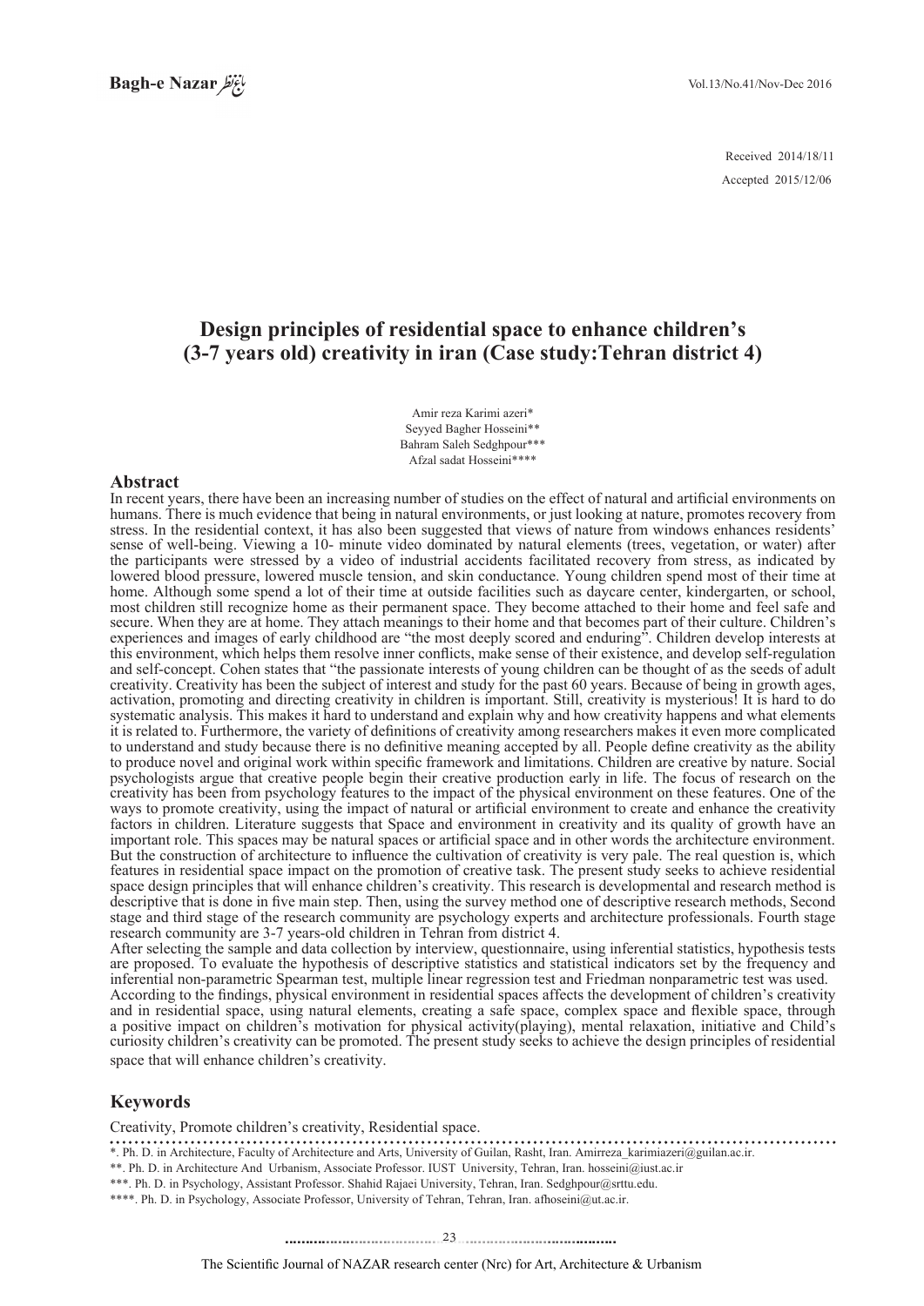Received 2014/18/11

Accepted 2015/12/06

# Design principles of residential space to enhance children's (3-7 years old) creativity in iran (Case study:Tehran district 4)

Amir reza Karimi azeri*
Seyyed Bagher Hosseini**
Bahram Saleh Sedghpour***
Afzal sadat Hosseini****

## Abstract

In recent years, there have been an increasing number of studies on the effect of natural and artificial environments on humans. There is much evidence that being in natural environments, or just looking at nature, promotes recovery from stress. In the residential context, it has also been suggested that views of nature from windows enhances residents' sense of well-being. Viewing a 10- minute video dominated by natural elements (trees, vegetation, or water) after the participants were stressed by a video of industrial accidents facilitated recovery from stress, as indicated by lowered blood pressure, lowered muscle tension, and skin conductance. Young children spend most of their time at home. Although some spend a lot of their time at outside facilities such as daycare center, kindergarten, or school, most children still recognize home as their permanent space. They become attached to their home and feel safe and secure. When they are at home. They attach meanings to their home and that becomes part of their culture. Children's experiences and images of early childhood are "the most deeply scored and enduring". Children develop interests at this environment, which helps them resolve inner conflicts, make sense of their existence, and develop self-regulation and self-concept. Cohen states that "the passionate interests of young children can be thought of as the seeds of adult creativity. Creativity has been the subject of interest and study for the past 60 years. Because of being in growth ages, activation, promoting and directing creativity in children is important. Still, creativity is mysterious! It is hard to do systematic analysis. This makes it hard to understand and explain why and how creativity happens and what elements it is related to. Furthermore, the variety of definitions of creativity among researchers makes it even more complicated to understand and study because there is no definitive meaning accepted by all. People define creativity as the ability to produce novel and original work within specific framework and limitations. Children are creative by nature. Social psychologists argue that creative people begin their creative production early in life. The focus of research on the creativity has been from psychology features to the impact of the physical environment on these features. One of the ways to promote creativity, using the impact of natural or artificial environment to create and enhance the creativity factors in children. Literature suggests that Space and environment in creativity and its quality of growth have an important role. This spaces may be natural spaces or artificial space and in other words the architecture environment. But the construction of architecture to influence the cultivation of creativity is very pale. The real question is, which features in residential space impact on the promotion of creative task. The present study seeks to achieve residential space design principles that will enhance children's creativity. This research is developmental and research method is descriptive that is done in five main step. Then, using the survey method one of descriptive research methods, Second stage and third stage of the research community are psychology experts and architecture professionals. Fourth stage research community are 3-7 years-old children in Tehran from district 4.

After selecting the sample and data collection by interview, questionnaire, using inferential statistics, hypothesis tests are proposed. To evaluate the hypothesis of descriptive statistics and statistical indicators set by the frequency and inferential non-parametric Spearman test, multiple linear regression test and Friedman nonparametric test was used.

According to the findings, physical environment in residential spaces affects the development of children's creativity and in residential space, using natural elements, creating a safe space, complex space and flexible space, through a positive impact on children's motivation for physical activity(playing), mental relaxation, initiative and Child's curiosity children's creativity can be promoted. The present study seeks to achieve the design principles of residential space that will enhance children's creativity.

## Keywords

Creativity, Promote children's creativity, Residential space.

*. Ph. D. in Architecture, Faculty of Architecture and Arts, University of Guilan, Rasht, Iran. Amirreza_karimiazeri@guilan.ac.ir.

**. Ph. D. in Architecture And Urbanism, Associate Professor. IUST University, Tehran, Iran. hosseini@iust.ac.ir

***. Ph. D. in Psychology, Assistant Professor. Shahid Rajaei University, Tehran, Iran. Sedghpour@srttu.edu.

****. Ph. D. in Psychology, Associate Professor, University of Tehran, Tehran, Iran. afhoseini@ut.ac.ir.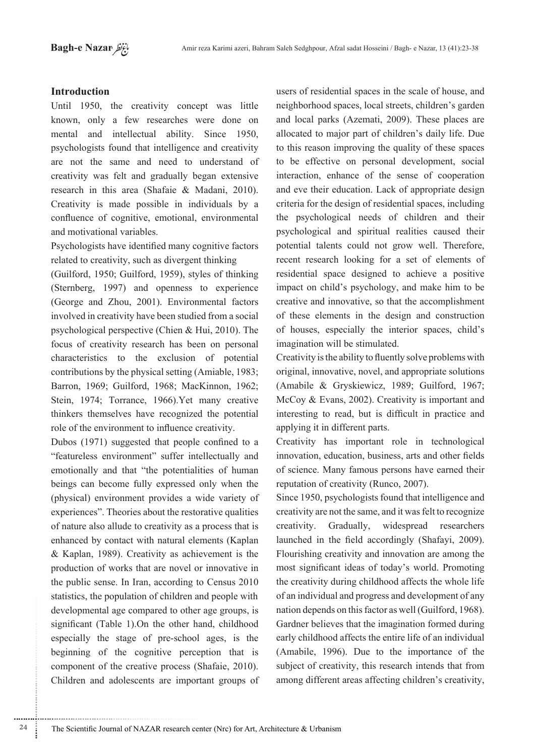## Introduction

Until 1950, the creativity concept was little known, only a few researches were done on mental and intellectual ability. Since 1950, psychologists found that intelligence and creativity are not the same and need to understand of creativity was felt and gradually began extensive research in this area (Shafaie & Madani, 2010). Creativity is made possible in individuals by a confluence of cognitive, emotional, environmental and motivational variables.

Psychologists have identified many cognitive factors related to creativity, such as divergent thinking (Guilford, 1950; Guilford, 1959), styles of thinking (Sternberg, 1997) and openness to experience (George and Zhou, 2001). Environmental factors involved in creativity have been studied from a social psychological perspective (Chien & Hui, 2010). The focus of creativity research has been on personal characteristics to the exclusion of potential contributions by the physical setting (Amiable, 1983; Barron, 1969; Guilford, 1968; MacKinnon, 1962; Stein, 1974; Torrance, 1966).Yet many creative thinkers themselves have recognized the potential role of the environment to influence creativity.

Dubos (1971) suggested that people confined to a "featureless environment" suffer intellectually and emotionally and that "the potentialities of human beings can become fully expressed only when the (physical) environment provides a wide variety of experiences". Theories about the restorative qualities of nature also allude to creativity as a process that is enhanced by contact with natural elements (Kaplan & Kaplan, 1989). Creativity as achievement is the production of works that are novel or innovative in the public sense. In Iran, according to Census 2010 statistics, the population of children and people with developmental age compared to other age groups, is significant (Table 1).On the other hand, childhood especially the stage of pre-school ages, is the beginning of the cognitive perception that is component of the creative process (Shafaie, 2010). Children and adolescents are important groups of users of residential spaces in the scale of house, and neighborhood spaces, local streets, children's garden and local parks (Azemati, 2009). These places are allocated to major part of children's daily life. Due to this reason improving the quality of these spaces to be effective on personal development, social interaction, enhance of the sense of cooperation and eve their education. Lack of appropriate design criteria for the design of residential spaces, including the psychological needs of children and their psychological and spiritual realities caused their potential talents could not grow well. Therefore, recent research looking for a set of elements of residential space designed to achieve a positive impact on child's psychology, and make him to be creative and innovative, so that the accomplishment of these elements in the design and construction of houses, especially the interior spaces, child's imagination will be stimulated.

Creativity is the ability to fluently solve problems with original, innovative, novel, and appropriate solutions (Amabile & Gryskiewicz, 1989; Guilford, 1967; McCoy & Evans, 2002). Creativity is important and interesting to read, but is difficult in practice and applying it in different parts.

Creativity has important role in technological innovation, education, business, arts and other fields of science. Many famous persons have earned their reputation of creativity (Runco, 2007).

Since 1950, psychologists found that intelligence and creativity are not the same, and it was felt to recognize creativity. Gradually, widespread researchers launched in the field accordingly (Shafayi, 2009). Flourishing creativity and innovation are among the most significant ideas of today's world. Promoting the creativity during childhood affects the whole life of an individual and progress and development of any nation depends on this factor as well (Guilford, 1968). Gardner believes that the imagination formed during early childhood affects the entire life of an individual (Amabile, 1996). Due to the importance of the subject of creativity, this research intends that from among different areas affecting children's creativity,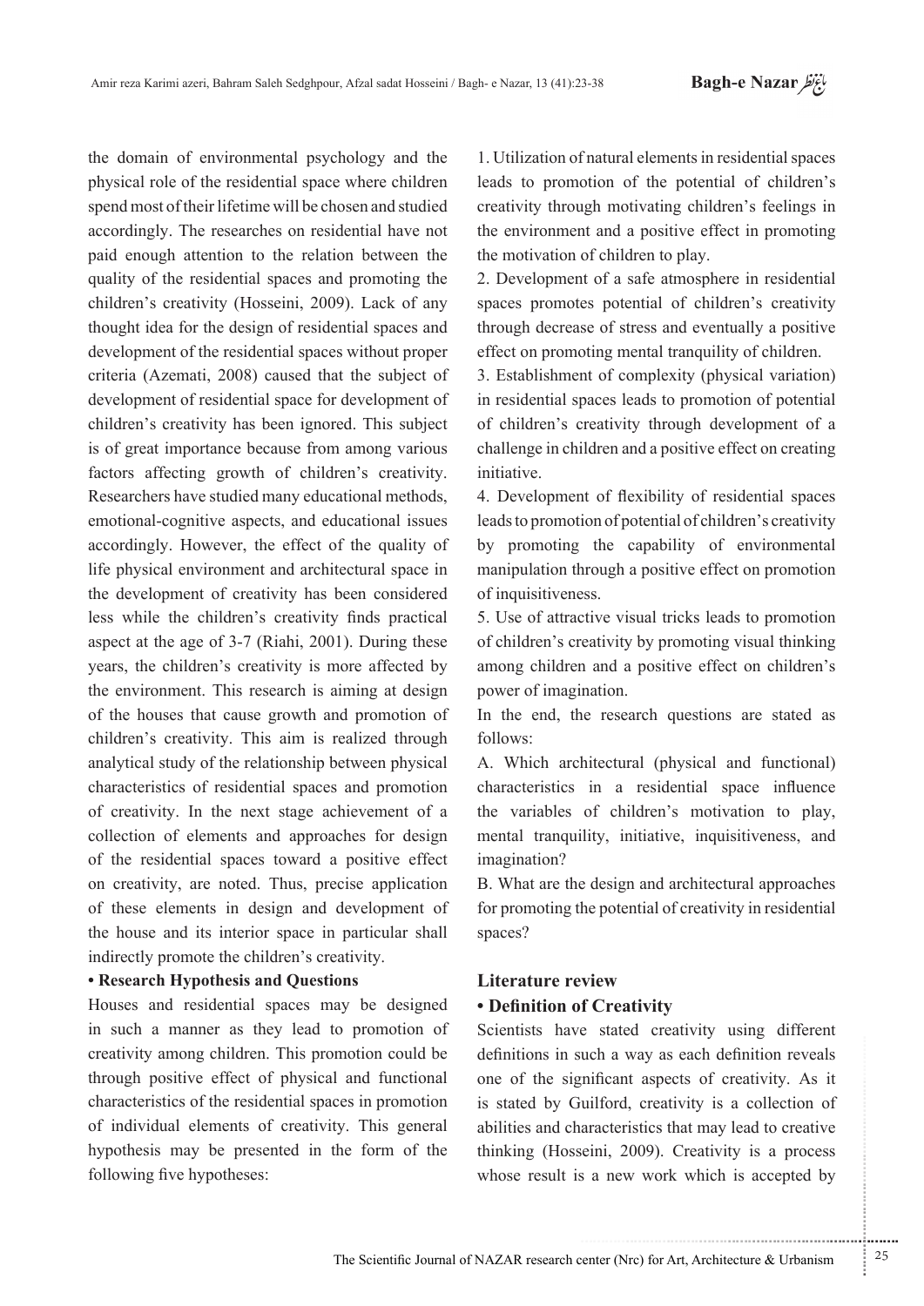the domain of environmental psychology and the physical role of the residential space where children spend most of their lifetime will be chosen and studied accordingly. The researches on residential have not paid enough attention to the relation between the quality of the residential spaces and promoting the children's creativity (Hosseini, 2009). Lack of any thought idea for the design of residential spaces and development of the residential spaces without proper criteria (Azemati, 2008) caused that the subject of development of residential space for development of children's creativity has been ignored. This subject is of great importance because from among various factors affecting growth of children's creativity. Researchers have studied many educational methods, emotional-cognitive aspects, and educational issues accordingly. However, the effect of the quality of life physical environment and architectural space in the development of creativity has been considered less while the children's creativity finds practical aspect at the age of 3-7 (Riahi, 2001). During these years, the children's creativity is more affected by the environment. This research is aiming at design of the houses that cause growth and promotion of children's creativity. This aim is realized through analytical study of the relationship between physical characteristics of residential spaces and promotion of creativity. In the next stage achievement of a collection of elements and approaches for design of the residential spaces toward a positive effect on creativity, are noted. Thus, precise application of these elements in design and development of the house and its interior space in particular shall indirectly promote the children's creativity.

**• Research Hypothesis and Questions**

Houses and residential spaces may be designed in such a manner as they lead to promotion of creativity among children. This promotion could be through positive effect of physical and functional characteristics of the residential spaces in promotion of individual elements of creativity. This general hypothesis may be presented in the form of the following five hypotheses:

1. Utilization of natural elements in residential spaces leads to promotion of the potential of children's creativity through motivating children's feelings in the environment and a positive effect in promoting the motivation of children to play.
2. Development of a safe atmosphere in residential spaces promotes potential of children's creativity through decrease of stress and eventually a positive effect on promoting mental tranquility of children.
3. Establishment of complexity (physical variation) in residential spaces leads to promotion of potential of children's creativity through development of a challenge in children and a positive effect on creating initiative.
4. Development of flexibility of residential spaces leads to promotion of potential of children's creativity by promoting the capability of environmental manipulation through a positive effect on promotion of inquisitiveness.
5. Use of attractive visual tricks leads to promotion of children's creativity by promoting visual thinking among children and a positive effect on children's power of imagination.

In the end, the research questions are stated as follows:

A. Which architectural (physical and functional) characteristics in a residential space influence the variables of children's motivation to play, mental tranquility, initiative, inquisitiveness, and imagination?

B. What are the design and architectural approaches for promoting the potential of creativity in residential spaces?

## Literature review

**• Definition of Creativity**

Scientists have stated creativity using different definitions in such a way as each definition reveals one of the significant aspects of creativity. As it is stated by Guilford, creativity is a collection of abilities and characteristics that may lead to creative thinking (Hosseini, 2009). Creativity is a process whose result is a new work which is accepted by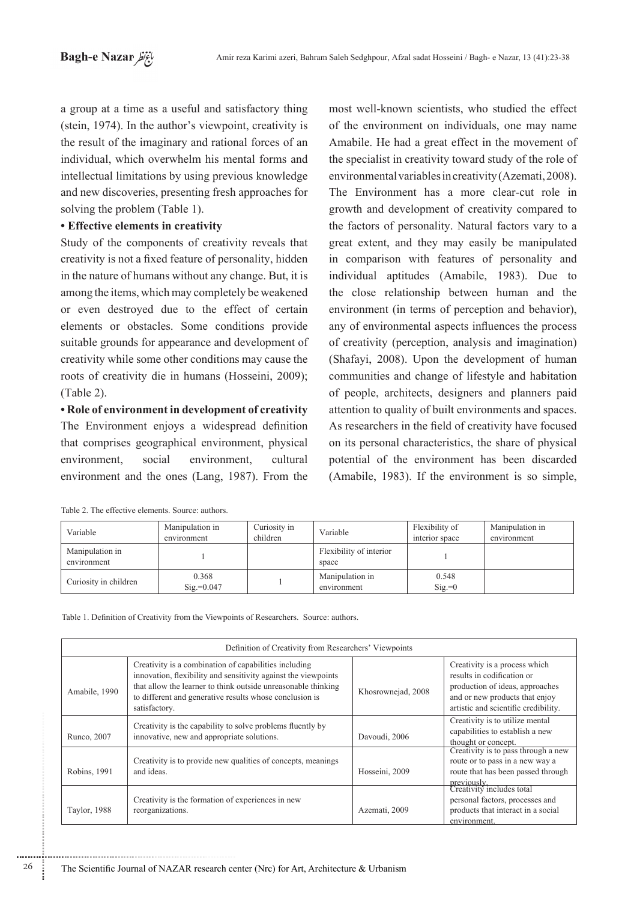a group at a time as a useful and satisfactory thing (stein, 1974). In the author's viewpoint, creativity is the result of the imaginary and rational forces of an individual, which overwhelm his mental forms and intellectual limitations by using previous knowledge and new discoveries, presenting fresh approaches for solving the problem (Table 1).

**• Effective elements in creativity**

Study of the components of creativity reveals that creativity is not a fixed feature of personality, hidden in the nature of humans without any change. But, it is among the items, which may completely be weakened or even destroyed due to the effect of certain elements or obstacles. Some conditions provide suitable grounds for appearance and development of creativity while some other conditions may cause the roots of creativity die in humans (Hosseini, 2009); (Table 2).

**• Role of environment in development of creativity**

The Environment enjoys a widespread definition that comprises geographical environment, physical environment, social environment, cultural environment and the ones (Lang, 1987). From the most well-known scientists, who studied the effect of the environment on individuals, one may name Amabile. He had a great effect in the movement of the specialist in creativity toward study of the role of environmental variables in creativity (Azemati, 2008). The Environment has a more clear-cut role in growth and development of creativity compared to the factors of personality. Natural factors vary to a great extent, and they may easily be manipulated in comparison with features of personality and individual aptitudes (Amabile, 1983). Due to the close relationship between human and the environment (in terms of perception and behavior), any of environmental aspects influences the process of creativity (perception, analysis and imagination) (Shafayi, 2008). Upon the development of human communities and change of lifestyle and habitation of people, architects, designers and planners paid attention to quality of built environments and spaces. As researchers in the field of creativity have focused on its personal characteristics, the share of physical potential of the environment has been discarded (Amabile, 1983). If the environment is so simple,

Table 2. The effective elements. Source: authors.

| Variable | Manipulation in environment | Curiosity in children | Variable | Flexibility of interior space | Manipulation in environment |
|---|---|---|---|---|---|
| Manipulation in environment | 1 | | Flexibility of interior space | 1 | |
| Curiosity in children | 0.368 Sig.=0.047 | 1 | Manipulation in environment | 0.548 Sig.=0 | |

Table 1. Definition of Creativity from the Viewpoints of Researchers. Source: authors.

| Definition of Creativity from Researchers' Viewpoints | | | |
|---|---|---|---|
| Amabile, 1990 | Creativity is a combination of capabilities including innovation, flexibility and sensitivity against the viewpoints that allow the learner to think outside unreasonable thinking to different and generative results whose conclusion is satisfactory. | Khosrownejad, 2008 | Creativity is a process which results in codification or production of ideas, approaches and or new products that enjoy artistic and scientific credibility. |
| Runco, 2007 | Creativity is the capability to solve problems fluently by innovative, new and appropriate solutions. | Davoudi, 2006 | Creativity is to utilize mental capabilities to establish a new thought or concept. |
| Robins, 1991 | Creativity is to provide new qualities of concepts, meanings and ideas. | Hosseini, 2009 | Creativity is to pass through a new route or to pass in a new way a route that has been passed through previously. |
| Taylor, 1988 | Creativity is the formation of experiences in new reorganizations. | Azemati, 2009 | Creativity includes total personal factors, processes and products that interact in a social environment. |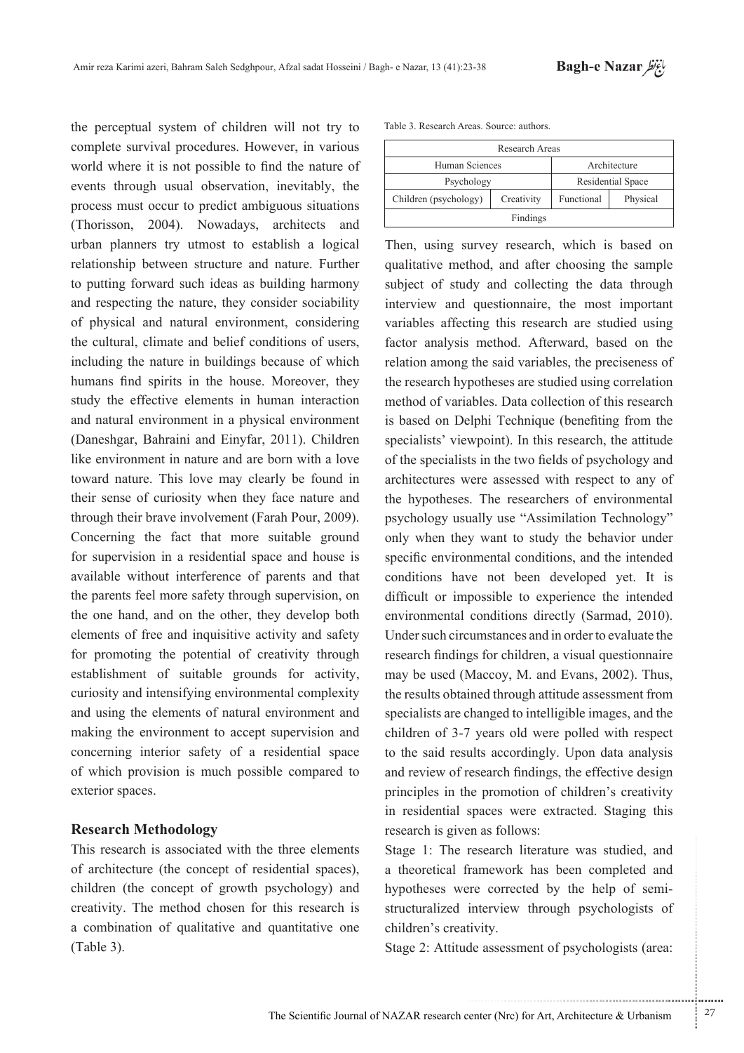the perceptual system of children will not try to complete survival procedures. However, in various world where it is not possible to find the nature of events through usual observation, inevitably, the process must occur to predict ambiguous situations (Thorisson, 2004). Nowadays, architects and urban planners try utmost to establish a logical relationship between structure and nature. Further to putting forward such ideas as building harmony and respecting the nature, they consider sociability of physical and natural environment, considering the cultural, climate and belief conditions of users, including the nature in buildings because of which humans find spirits in the house. Moreover, they study the effective elements in human interaction and natural environment in a physical environment (Daneshgar, Bahraini and Einyfar, 2011). Children like environment in nature and are born with a love toward nature. This love may clearly be found in their sense of curiosity when they face nature and through their brave involvement (Farah Pour, 2009). Concerning the fact that more suitable ground for supervision in a residential space and house is available without interference of parents and that the parents feel more safety through supervision, on the one hand, and on the other, they develop both elements of free and inquisitive activity and safety for promoting the potential of creativity through establishment of suitable grounds for activity, curiosity and intensifying environmental complexity and using the elements of natural environment and making the environment to accept supervision and concerning interior safety of a residential space of which provision is much possible compared to exterior spaces.

## Research Methodology

This research is associated with the three elements of architecture (the concept of residential spaces), children (the concept of growth psychology) and creativity. The method chosen for this research is a combination of qualitative and quantitative one (Table 3).

Table 3. Research Areas. Source: authors.

| Research Areas | | | |
|---|---|---|---|
| Human Sciences | | Architecture | |
| Psychology | | Residential Space | |
| Children (psychology) | Creativity | Functional | Physical |
| Findings | | | |

Then, using survey research, which is based on qualitative method, and after choosing the sample subject of study and collecting the data through interview and questionnaire, the most important variables affecting this research are studied using factor analysis method. Afterward, based on the relation among the said variables, the preciseness of the research hypotheses are studied using correlation method of variables. Data collection of this research is based on Delphi Technique (benefiting from the specialists' viewpoint). In this research, the attitude of the specialists in the two fields of psychology and architectures were assessed with respect to any of the hypotheses. The researchers of environmental psychology usually use "Assimilation Technology" only when they want to study the behavior under specific environmental conditions, and the intended conditions have not been developed yet. It is difficult or impossible to experience the intended environmental conditions directly (Sarmad, 2010). Under such circumstances and in order to evaluate the research findings for children, a visual questionnaire may be used (Maccoy, M. and Evans, 2002). Thus, the results obtained through attitude assessment from specialists are changed to intelligible images, and the children of 3-7 years old were polled with respect to the said results accordingly. Upon data analysis and review of research findings, the effective design principles in the promotion of children's creativity in residential spaces were extracted. Staging this research is given as follows:

Stage 1: The research literature was studied, and a theoretical framework has been completed and hypotheses were corrected by the help of semi-structuralized interview through psychologists of children's creativity.

Stage 2: Attitude assessment of psychologists (area: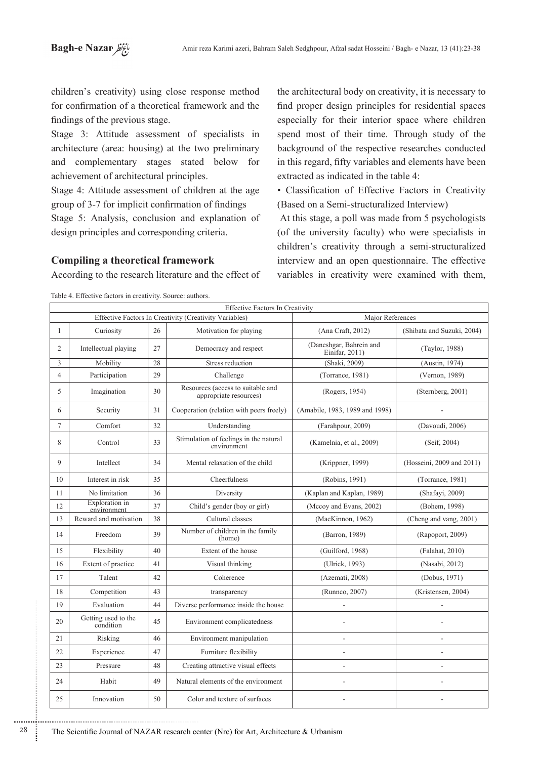children's creativity) using close response method for confirmation of a theoretical framework and the findings of the previous stage.

Stage 3: Attitude assessment of specialists in architecture (area: housing) at the two preliminary and complementary stages stated below for achievement of architectural principles.

Stage 4: Attitude assessment of children at the age group of 3-7 for implicit confirmation of findings

Stage 5: Analysis, conclusion and explanation of design principles and corresponding criteria.

## Compiling a theoretical framework

According to the research literature and the effect of the architectural body on creativity, it is necessary to find proper design principles for residential spaces especially for their interior space where children spend most of their time. Through study of the background of the respective researches conducted in this regard, fifty variables and elements have been extracted as indicated in the table 4:

• Classification of Effective Factors in Creativity (Based on a Semi-structuralized Interview)

At this stage, a poll was made from 5 psychologists (of the university faculty) who were specialists in children's creativity through a semi-structuralized interview and an open questionnaire. The effective variables in creativity were examined with them,

Table 4. Effective factors in creativity. Source: authors.

| Effective Factors In Creativity | | | | | |
|---|---|---|---|---|---|
| Effective Factors In Creativity (Creativity Variables) | | | | Major References | |
| 1 | Curiosity | 26 | Motivation for playing | (Ana Craft, 2012) | (Shibata and Suzuki, 2004) |
| 2 | Intellectual playing | 27 | Democracy and respect | (Daneshgar, Bahrein and Einifar, 2011) | (Taylor, 1988) |
| 3 | Mobility | 28 | Stress reduction | (Shaki, 2009) | (Austin, 1974) |
| 4 | Participation | 29 | Challenge | (Torrance, 1981) | (Vernon, 1989) |
| 5 | Imagination | 30 | Resources (access to suitable and appropriate resources) | (Rogers, 1954) | (Sternberg, 2001) |
| 6 | Security | 31 | Cooperation (relation with peers freely) | (Amabile, 1983, 1989 and 1998) | - |
| 7 | Comfort | 32 | Understanding | (Farahpour, 2009) | (Davoudi, 2006) |
| 8 | Control | 33 | Stimulation of feelings in the natural environment | (Kamelnia, et al., 2009) | (Seif, 2004) |
| 9 | Intellect | 34 | Mental relaxation of the child | (Krippner, 1999) | (Hosseini, 2009 and 2011) |
| 10 | Interest in risk | 35 | Cheerfulness | (Robins, 1991) | (Torrance, 1981) |
| 11 | No limitation | 36 | Diversity | (Kaplan and Kaplan, 1989) | (Shafayi, 2009) |
| 12 | Exploration in environment | 37 | Child's gender (boy or girl) | (Mccoy and Evans, 2002) | (Bohem, 1998) |
| 13 | Reward and motivation | 38 | Cultural classes | (MacKinnon, 1962) | (Cheng and vang, 2001) |
| 14 | Freedom | 39 | Number of children in the family (home) | (Barron, 1989) | (Rapoport, 2009) |
| 15 | Flexibility | 40 | Extent of the house | (Guilford, 1968) | (Falahat, 2010) |
| 16 | Extent of practice | 41 | Visual thinking | (Ulrick, 1993) | (Nasabi, 2012) |
| 17 | Talent | 42 | Coherence | (Azemati, 2008) | (Dobus, 1971) |
| 18 | Competition | 43 | transparency | (Runnco, 2007) | (Kristensen, 2004) |
| 19 | Evaluation | 44 | Diverse performance inside the house | - | - |
| 20 | Getting used to the condition | 45 | Environment complicatedness | - | - |
| 21 | Risking | 46 | Environment manipulation | - | - |
| 22 | Experience | 47 | Furniture flexibility | - | - |
| 23 | Pressure | 48 | Creating attractive visual effects | - | - |
| 24 | Habit | 49 | Natural elements of the environment | - | - |
| 25 | Innovation | 50 | Color and texture of surfaces | - | - |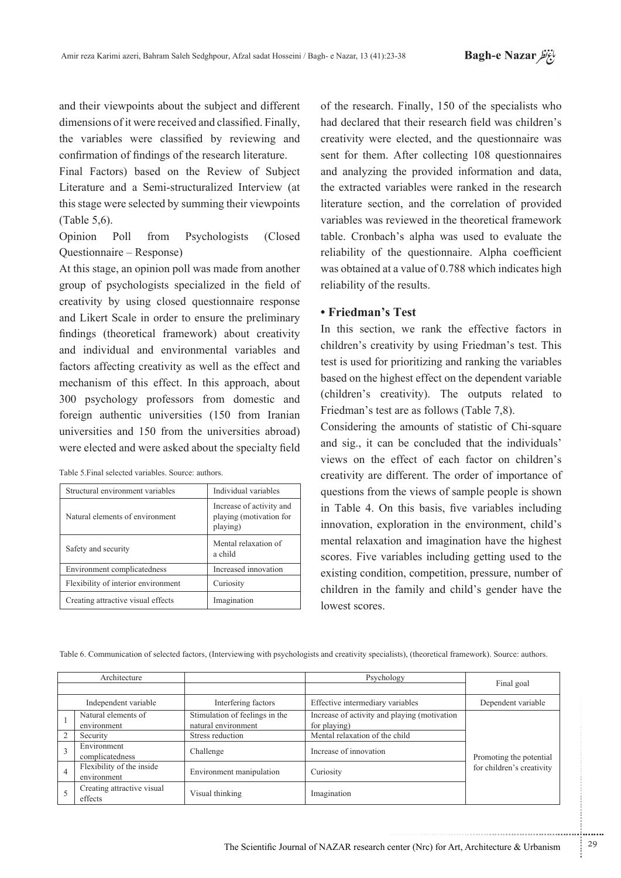and their viewpoints about the subject and different dimensions of it were received and classified. Finally, the variables were classified by reviewing and confirmation of findings of the research literature.

Final Factors) based on the Review of Subject Literature and a Semi-structuralized Interview (at this stage were selected by summing their viewpoints (Table 5,6).

Opinion Poll from Psychologists (Closed Questionnaire – Response)

At this stage, an opinion poll was made from another group of psychologists specialized in the field of creativity by using closed questionnaire response and Likert Scale in order to ensure the preliminary findings (theoretical framework) about creativity and individual and environmental variables and factors affecting creativity as well as the effect and mechanism of this effect. In this approach, about 300 psychology professors from domestic and foreign authentic universities (150 from Iranian universities and 150 from the universities abroad) were elected and were asked about the specialty field of the research. Finally, 150 of the specialists who had declared that their research field was children's creativity were elected, and the questionnaire was sent for them. After collecting 108 questionnaires and analyzing the provided information and data, the extracted variables were ranked in the research literature section, and the correlation of provided variables was reviewed in the theoretical framework table. Cronbach's alpha was used to evaluate the reliability of the questionnaire. Alpha coefficient was obtained at a value of 0.788 which indicates high reliability of the results.

Table 5.Final selected variables. Source: authors.

| Structural environment variables | Individual variables |
|---|---|
| Natural elements of environment | Increase of activity and playing (motivation for playing) |
| Safety and security | Mental relaxation of a child |
| Environment complicatedness | Increased innovation |
| Flexibility of interior environment | Curiosity |
| Creating attractive visual effects | Imagination |

## • Friedman's Test

In this section, we rank the effective factors in children's creativity by using Friedman's test. This test is used for prioritizing and ranking the variables based on the highest effect on the dependent variable (children's creativity). The outputs related to Friedman's test are as follows (Table 7,8).

Considering the amounts of statistic of Chi-square and sig., it can be concluded that the individuals' views on the effect of each factor on children's creativity are different. The order of importance of questions from the views of sample people is shown in Table 4. On this basis, five variables including innovation, exploration in the environment, child's mental relaxation and imagination have the highest scores. Five variables including getting used to the existing condition, competition, pressure, number of children in the family and child's gender have the lowest scores.

Table 6. Communication of selected factors, (Interviewing with psychologists and creativity specialists), (theoretical framework). Source: authors.

| Architecture | | | Psychology | Final goal |
|---|---|---|---|---|
| Independent variable | | Interfering factors | Effective intermediary variables | Dependent variable |
| 1 | Natural elements of environment | Stimulation of feelings in the natural environment | Increase of activity and playing (motivation for playing) | Promoting the potential for children's creativity |
| 2 | Security | Stress reduction | Mental relaxation of the child | |
| 3 | Environment complicatedness | Challenge | Increase of innovation | |
| 4 | Flexibility of the inside environment | Environment manipulation | Curiosity | |
| 5 | Creating attractive visual effects | Visual thinking | Imagination | |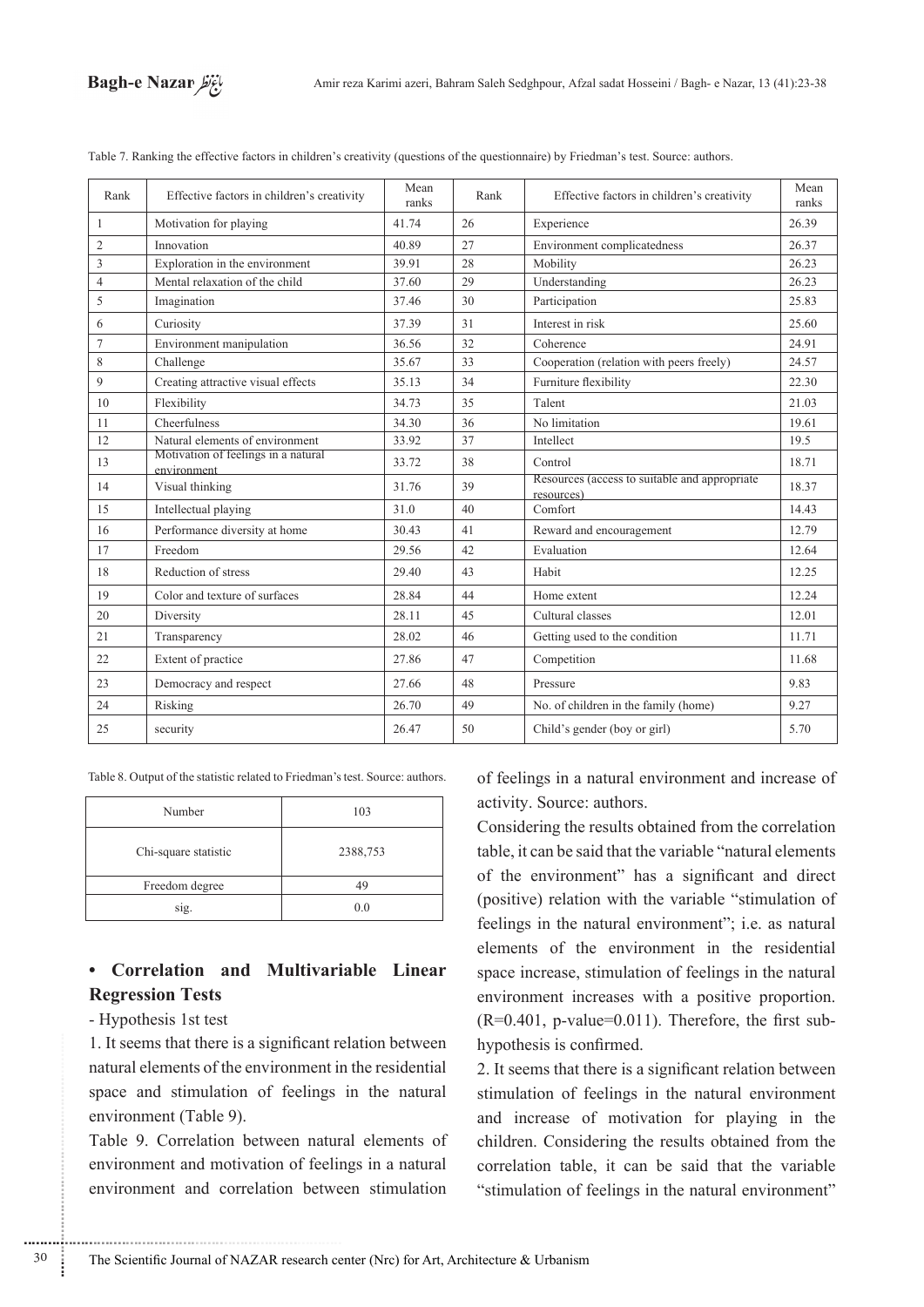Table 7. Ranking the effective factors in children's creativity (questions of the questionnaire) by Friedman's test. Source: authors.

| Rank | Effective factors in children's creativity | Mean ranks | Rank | Effective factors in children's creativity | Mean ranks |
|---|---|---|---|---|---|
| 1 | Motivation for playing | 41.74 | 26 | Experience | 26.39 |
| 2 | Innovation | 40.89 | 27 | Environment complicatedness | 26.37 |
| 3 | Exploration in the environment | 39.91 | 28 | Mobility | 26.23 |
| 4 | Mental relaxation of the child | 37.60 | 29 | Understanding | 26.23 |
| 5 | Imagination | 37.46 | 30 | Participation | 25.83 |
| 6 | Curiosity | 37.39 | 31 | Interest in risk | 25.60 |
| 7 | Environment manipulation | 36.56 | 32 | Coherence | 24.91 |
| 8 | Challenge | 35.67 | 33 | Cooperation (relation with peers freely) | 24.57 |
| 9 | Creating attractive visual effects | 35.13 | 34 | Furniture flexibility | 22.30 |
| 10 | Flexibility | 34.73 | 35 | Talent | 21.03 |
| 11 | Cheerfulness | 34.30 | 36 | No limitation | 19.61 |
| 12 | Natural elements of environment | 33.92 | 37 | Intellect | 19.5 |
| 13 | Motivation of feelings in a natural environment | 33.72 | 38 | Control | 18.71 |
| 14 | Visual thinking | 31.76 | 39 | Resources (access to suitable and appropriate resources) | 18.37 |
| 15 | Intellectual playing | 31.0 | 40 | Comfort | 14.43 |
| 16 | Performance diversity at home | 30.43 | 41 | Reward and encouragement | 12.79 |
| 17 | Freedom | 29.56 | 42 | Evaluation | 12.64 |
| 18 | Reduction of stress | 29.40 | 43 | Habit | 12.25 |
| 19 | Color and texture of surfaces | 28.84 | 44 | Home extent | 12.24 |
| 20 | Diversity | 28.11 | 45 | Cultural classes | 12.01 |
| 21 | Transparency | 28.02 | 46 | Getting used to the condition | 11.71 |
| 22 | Extent of practice | 27.86 | 47 | Competition | 11.68 |
| 23 | Democracy and respect | 27.66 | 48 | Pressure | 9.83 |
| 24 | Risking | 26.70 | 49 | No. of children in the family (home) | 9.27 |
| 25 | security | 26.47 | 50 | Child's gender (boy or girl) | 5.70 |

Table 8. Output of the statistic related to Friedman's test. Source: authors.

| Number | 103 |
|---|---|
| Chi-square statistic | 2388,753 |
| Freedom degree | 49 |
| sig. | 0.0 |

## • Correlation and Multivariable Linear Regression Tests

- Hypothesis 1st test

1. It seems that there is a significant relation between natural elements of the environment in the residential space and stimulation of feelings in the natural environment (Table 9).

Table 9. Correlation between natural elements of environment and motivation of feelings in a natural environment and correlation between stimulation of feelings in a natural environment and increase of activity. Source: authors.

Considering the results obtained from the correlation table, it can be said that the variable "natural elements of the environment" has a significant and direct (positive) relation with the variable "stimulation of feelings in the natural environment"; i.e. as natural elements of the environment in the residential space increase, stimulation of feelings in the natural environment increases with a positive proportion. (R=0.401, p-value=0.011). Therefore, the first sub-hypothesis is confirmed.

2. It seems that there is a significant relation between stimulation of feelings in the natural environment and increase of motivation for playing in the children. Considering the results obtained from the correlation table, it can be said that the variable "stimulation of feelings in the natural environment"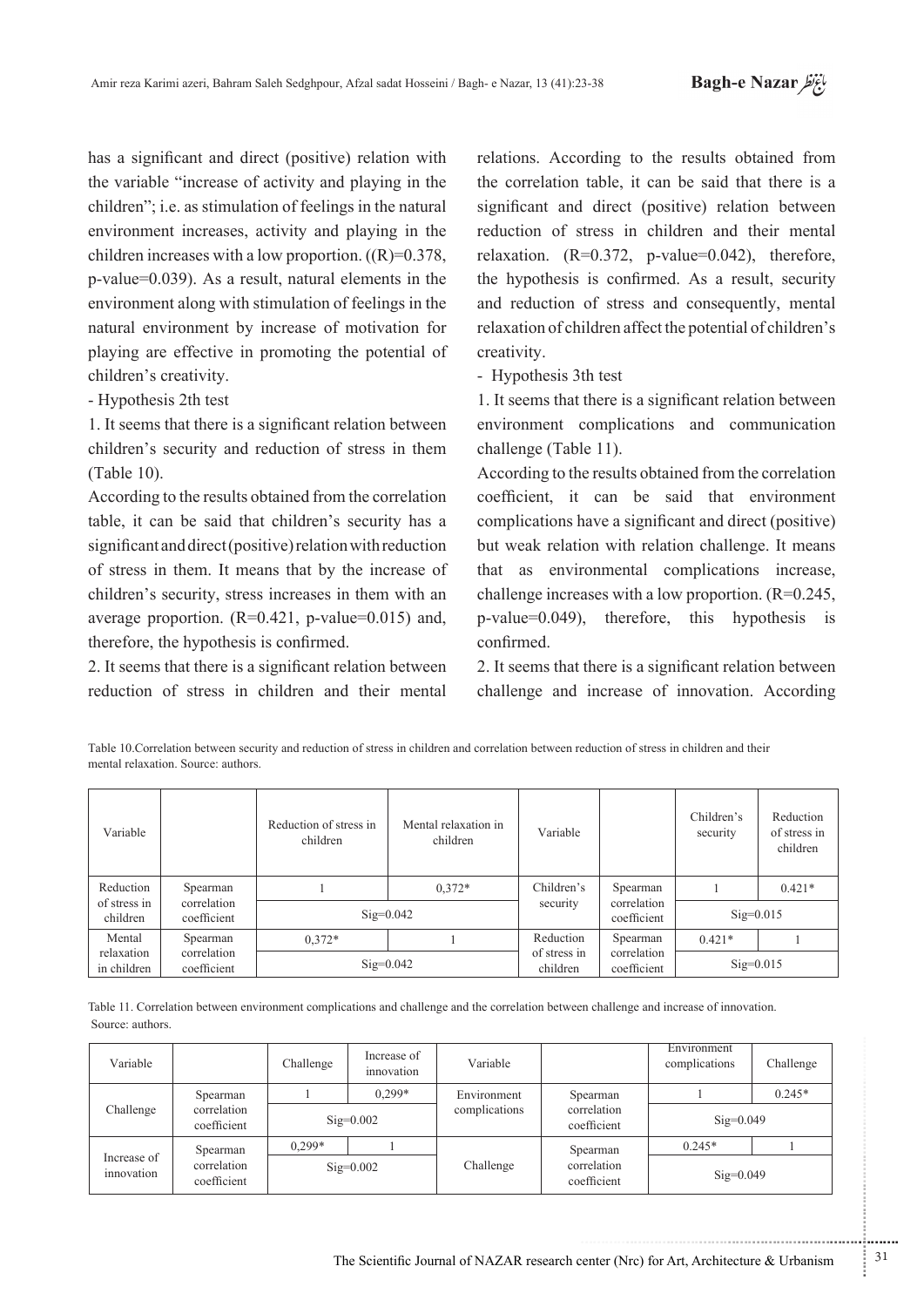has a significant and direct (positive) relation with the variable "increase of activity and playing in the children"; i.e. as stimulation of feelings in the natural environment increases, activity and playing in the children increases with a low proportion. ((R)=0.378, p-value=0.039). As a result, natural elements in the environment along with stimulation of feelings in the natural environment by increase of motivation for playing are effective in promoting the potential of children's creativity.

- Hypothesis 2th test

1. It seems that there is a significant relation between children's security and reduction of stress in them (Table 10).

According to the results obtained from the correlation table, it can be said that children's security has a significant and direct (positive) relation with reduction of stress in them. It means that by the increase of children's security, stress increases in them with an average proportion. (R=0.421, p-value=0.015) and, therefore, the hypothesis is confirmed.

2. It seems that there is a significant relation between reduction of stress in children and their mental relations. According to the results obtained from the correlation table, it can be said that there is a significant and direct (positive) relation between reduction of stress in children and their mental relaxation. (R=0.372, p-value=0.042), therefore, the hypothesis is confirmed. As a result, security and reduction of stress and consequently, mental relaxation of children affect the potential of children's creativity.

- Hypothesis 3th test

1. It seems that there is a significant relation between environment complications and communication challenge (Table 11).

According to the results obtained from the correlation coefficient, it can be said that environment complications have a significant and direct (positive) but weak relation with relation challenge. It means that as environmental complications increase, challenge increases with a low proportion. (R=0.245, p-value=0.049), therefore, this hypothesis is confirmed.

2. It seems that there is a significant relation between challenge and increase of innovation. According

Table 10.Correlation between security and reduction of stress in children and correlation between reduction of stress in children and their mental relaxation. Source: authors.

| Variable | | Reduction of stress in children | Mental relaxation in children | Variable | | Children's security | Reduction of stress in children |
|---|---|---|---|---|---|---|---|
| Reduction of stress in children | Spearman correlation coefficient | 1 | 0,372* | Children's security | Spearman correlation coefficient | 1 | 0.421* |
| | | Sig=0.042 | | | | Sig=0.015 | |
| Mental relaxation in children | Spearman correlation coefficient | 0,372* | 1 | Reduction of stress in children | Spearman correlation coefficient | 0.421* | 1 |
| | | Sig=0.042 | | | | Sig=0.015 | |

Table 11. Correlation between environment complications and challenge and the correlation between challenge and increase of innovation. Source: authors.

| Variable | | Challenge | Increase of innovation | Variable | | Environment complications | Challenge |
|---|---|---|---|---|---|---|---|
| Challenge | Spearman correlation coefficient | 1 | 0,299* | Environment complications | Spearman correlation coefficient | 1 | 0.245* |
| | | Sig=0.002 | | | | Sig=0.049 | |
| Increase of innovation | Spearman correlation coefficient | 0,299* | 1 | Challenge | Spearman correlation coefficient | 0.245* | 1 |
| | | Sig=0.002 | | | | Sig=0.049 | |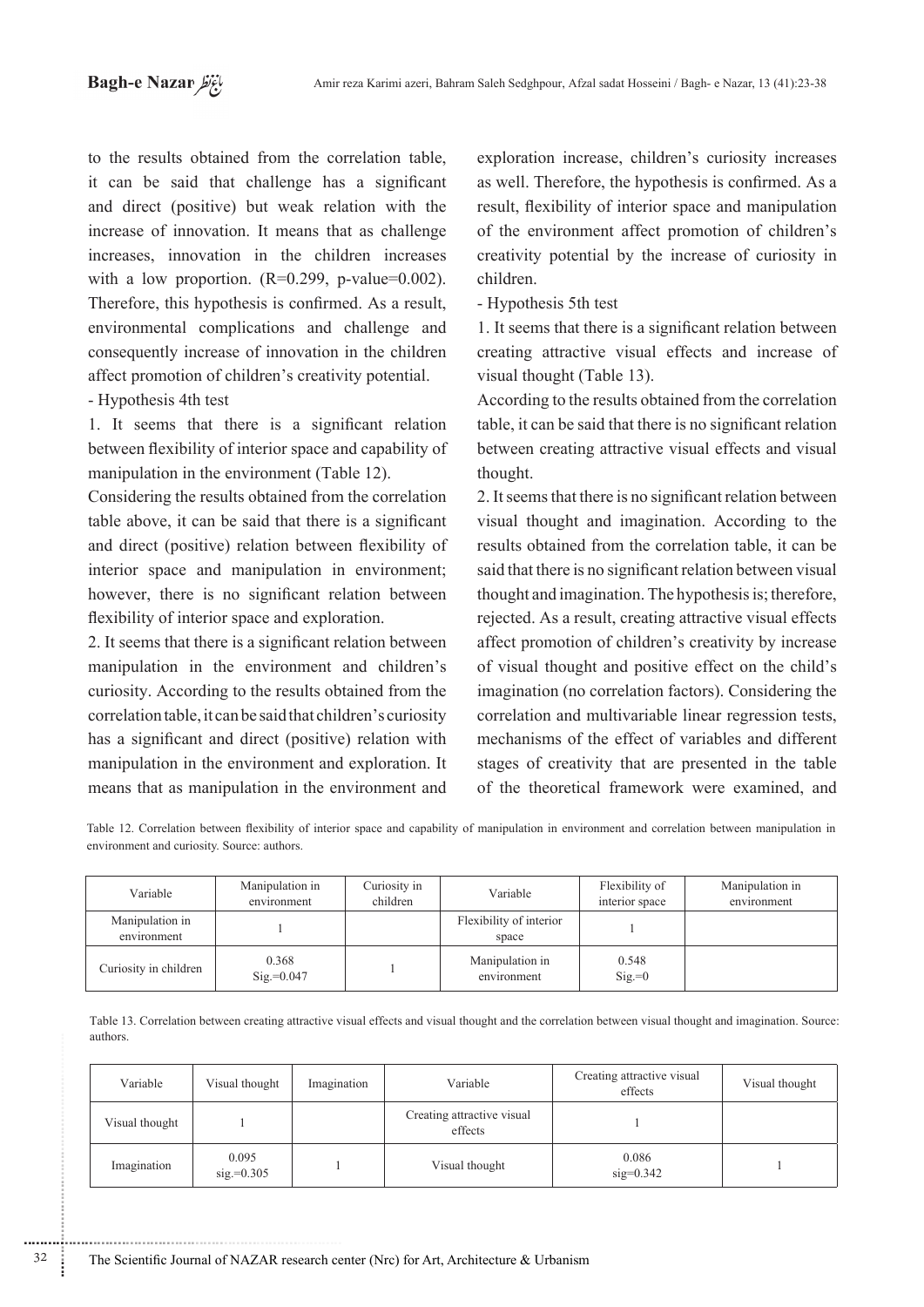to the results obtained from the correlation table, it can be said that challenge has a significant and direct (positive) but weak relation with the increase of innovation. It means that as challenge increases, innovation in the children increases with a low proportion. (R=0.299, p-value=0.002). Therefore, this hypothesis is confirmed. As a result, environmental complications and challenge and consequently increase of innovation in the children affect promotion of children's creativity potential.

- Hypothesis 4th test

1. It seems that there is a significant relation between flexibility of interior space and capability of manipulation in the environment (Table 12).

Considering the results obtained from the correlation table above, it can be said that there is a significant and direct (positive) relation between flexibility of interior space and manipulation in environment; however, there is no significant relation between flexibility of interior space and exploration.

2. It seems that there is a significant relation between manipulation in the environment and children's curiosity. According to the results obtained from the correlation table, it can be said that children's curiosity has a significant and direct (positive) relation with manipulation in the environment and exploration. It means that as manipulation in the environment and exploration increase, children's curiosity increases as well. Therefore, the hypothesis is confirmed. As a result, flexibility of interior space and manipulation of the environment affect promotion of children's creativity potential by the increase of curiosity in children.

- Hypothesis 5th test

1. It seems that there is a significant relation between creating attractive visual effects and increase of visual thought (Table 13).

According to the results obtained from the correlation table, it can be said that there is no significant relation between creating attractive visual effects and visual thought.

2. It seems that there is no significant relation between visual thought and imagination. According to the results obtained from the correlation table, it can be said that there is no significant relation between visual thought and imagination. The hypothesis is; therefore, rejected. As a result, creating attractive visual effects affect promotion of children's creativity by increase of visual thought and positive effect on the child's imagination (no correlation factors). Considering the correlation and multivariable linear regression tests, mechanisms of the effect of variables and different stages of creativity that are presented in the table of the theoretical framework were examined, and

Table 12. Correlation between flexibility of interior space and capability of manipulation in environment and correlation between manipulation in environment and curiosity. Source: authors.

| Variable | Manipulation in environment | Curiosity in children | Variable | Flexibility of interior space | Manipulation in environment |
|---|---|---|---|---|---|
| Manipulation in environment | 1 | | Flexibility of interior space | 1 | |
| Curiosity in children | 0.368 Sig.=0.047 | 1 | Manipulation in environment | 0.548 Sig.=0 | |

Table 13. Correlation between creating attractive visual effects and visual thought and the correlation between visual thought and imagination. Source: authors.

| Variable | Visual thought | Imagination | Variable | Creating attractive visual effects | Visual thought |
|---|---|---|---|---|---|
| Visual thought | 1 | | Creating attractive visual effects | 1 | |
| Imagination | 0.095 sig.=0.305 | 1 | Visual thought | 0.086 sig=0.342 | 1 |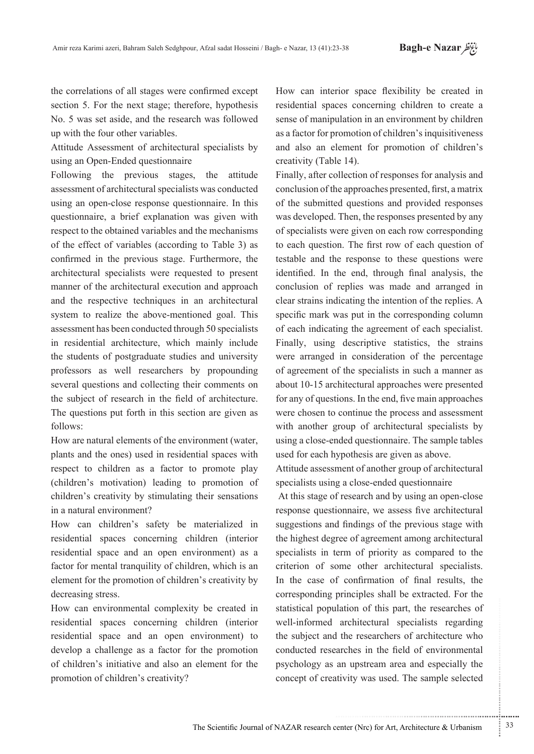the correlations of all stages were confirmed except section 5. For the next stage; therefore, hypothesis No. 5 was set aside, and the research was followed up with the four other variables.

Attitude Assessment of architectural specialists by using an Open-Ended questionnaire

Following the previous stages, the attitude assessment of architectural specialists was conducted using an open-close response questionnaire. In this questionnaire, a brief explanation was given with respect to the obtained variables and the mechanisms of the effect of variables (according to Table 3) as confirmed in the previous stage. Furthermore, the architectural specialists were requested to present manner of the architectural execution and approach and the respective techniques in an architectural system to realize the above-mentioned goal. This assessment has been conducted through 50 specialists in residential architecture, which mainly include the students of postgraduate studies and university professors as well researchers by propounding several questions and collecting their comments on the subject of research in the field of architecture. The questions put forth in this section are given as follows:

How are natural elements of the environment (water, plants and the ones) used in residential spaces with respect to children as a factor to promote play (children's motivation) leading to promotion of children's creativity by stimulating their sensations in a natural environment?

How can children's safety be materialized in residential spaces concerning children (interior residential space and an open environment) as a factor for mental tranquility of children, which is an element for the promotion of children's creativity by decreasing stress.

How can environmental complexity be created in residential spaces concerning children (interior residential space and an open environment) to develop a challenge as a factor for the promotion of children's initiative and also an element for the promotion of children's creativity?

How can interior space flexibility be created in residential spaces concerning children to create a sense of manipulation in an environment by children as a factor for promotion of children's inquisitiveness and also an element for promotion of children's creativity (Table 14).

Finally, after collection of responses for analysis and conclusion of the approaches presented, first, a matrix of the submitted questions and provided responses was developed. Then, the responses presented by any of specialists were given on each row corresponding to each question. The first row of each question of testable and the response to these questions were identified. In the end, through final analysis, the conclusion of replies was made and arranged in clear strains indicating the intention of the replies. A specific mark was put in the corresponding column of each indicating the agreement of each specialist. Finally, using descriptive statistics, the strains were arranged in consideration of the percentage of agreement of the specialists in such a manner as about 10-15 architectural approaches were presented for any of questions. In the end, five main approaches were chosen to continue the process and assessment with another group of architectural specialists by using a close-ended questionnaire. The sample tables used for each hypothesis are given as above.

Attitude assessment of another group of architectural specialists using a close-ended questionnaire

At this stage of research and by using an open-close response questionnaire, we assess five architectural suggestions and findings of the previous stage with the highest degree of agreement among architectural specialists in term of priority as compared to the criterion of some other architectural specialists. In the case of confirmation of final results, the corresponding principles shall be extracted. For the statistical population of this part, the researches of well-informed architectural specialists regarding the subject and the researchers of architecture who conducted researches in the field of environmental psychology as an upstream area and especially the concept of creativity was used. The sample selected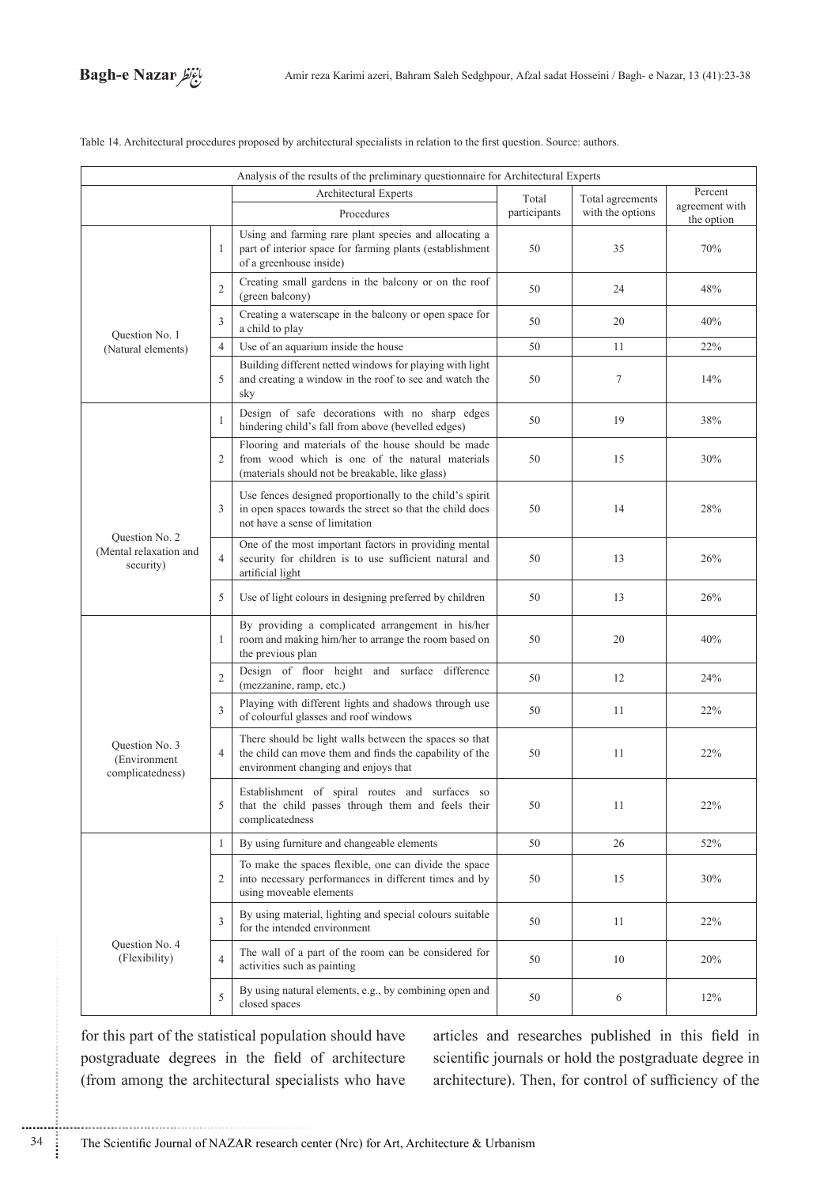Table 14. Architectural procedures proposed by architectural specialists in relation to the first question. Source: authors.

| Analysis of the results of the preliminary questionnaire for Architectural Experts | | | | | |
|---|---|---|---|---|---|
| | | Architectural Experts | Total participants | Total agreements with the options | Percent agreement with the option |
| | | Procedures | | | |
| Question No. 1 (Natural elements) | 1 | Using and farming rare plant species and allocating a part of interior space for farming plants (establishment of a greenhouse inside) | 50 | 35 | 70% |
| | 2 | Creating small gardens in the balcony or on the roof (green balcony) | 50 | 24 | 48% |
| | 3 | Creating a waterscape in the balcony or open space for a child to play | 50 | 20 | 40% |
| | 4 | Use of an aquarium inside the house | 50 | 11 | 22% |
| | 5 | Building different netted windows for playing with light and creating a window in the roof to see and watch the sky | 50 | 7 | 14% |
| Question No. 2 (Mental relaxation and security) | 1 | Design of safe decorations with no sharp edges hindering child's fall from above (bevelled edges) | 50 | 19 | 38% |
| | 2 | Flooring and materials of the house should be made from wood which is one of the natural materials (materials should not be breakable, like glass) | 50 | 15 | 30% |
| | 3 | Use fences designed proportionally to the child's spirit in open spaces towards the street so that the child does not have a sense of limitation | 50 | 14 | 28% |
| | 4 | One of the most important factors in providing mental security for children is to use sufficient natural and artificial light | 50 | 13 | 26% |
| | 5 | Use of light colours in designing preferred by children | 50 | 13 | 26% |
| Question No. 3 (Environment complicatedness) | 1 | By providing a complicated arrangement in his/her room and making him/her to arrange the room based on the previous plan | 50 | 20 | 40% |
| | 2 | Design of floor height and surface difference (mezzanine, ramp, etc.) | 50 | 12 | 24% |
| | 3 | Playing with different lights and shadows through use of colourful glasses and roof windows | 50 | 11 | 22% |
| | 4 | There should be light walls between the spaces so that the child can move them and finds the capability of the environment changing and enjoys that | 50 | 11 | 22% |
| | 5 | Establishment of spiral routes and surfaces so that the child passes through them and feels their complicatedness | 50 | 11 | 22% |
| Question No. 4 (Flexibility) | 1 | By using furniture and changeable elements | 50 | 26 | 52% |
| | 2 | To make the spaces flexible, one can divide the space into necessary performances in different times and by using moveable elements | 50 | 15 | 30% |
| | 3 | By using material, lighting and special colours suitable for the intended environment | 50 | 11 | 22% |
| | 4 | The wall of a part of the room can be considered for activities such as painting | 50 | 10 | 20% |
| | 5 | By using natural elements, e.g., by combining open and closed spaces | 50 | 6 | 12% |

for this part of the statistical population should have postgraduate degrees in the field of architecture (from among the architectural specialists who have articles and researches published in this field in scientific journals or hold the postgraduate degree in architecture). Then, for control of sufficiency of the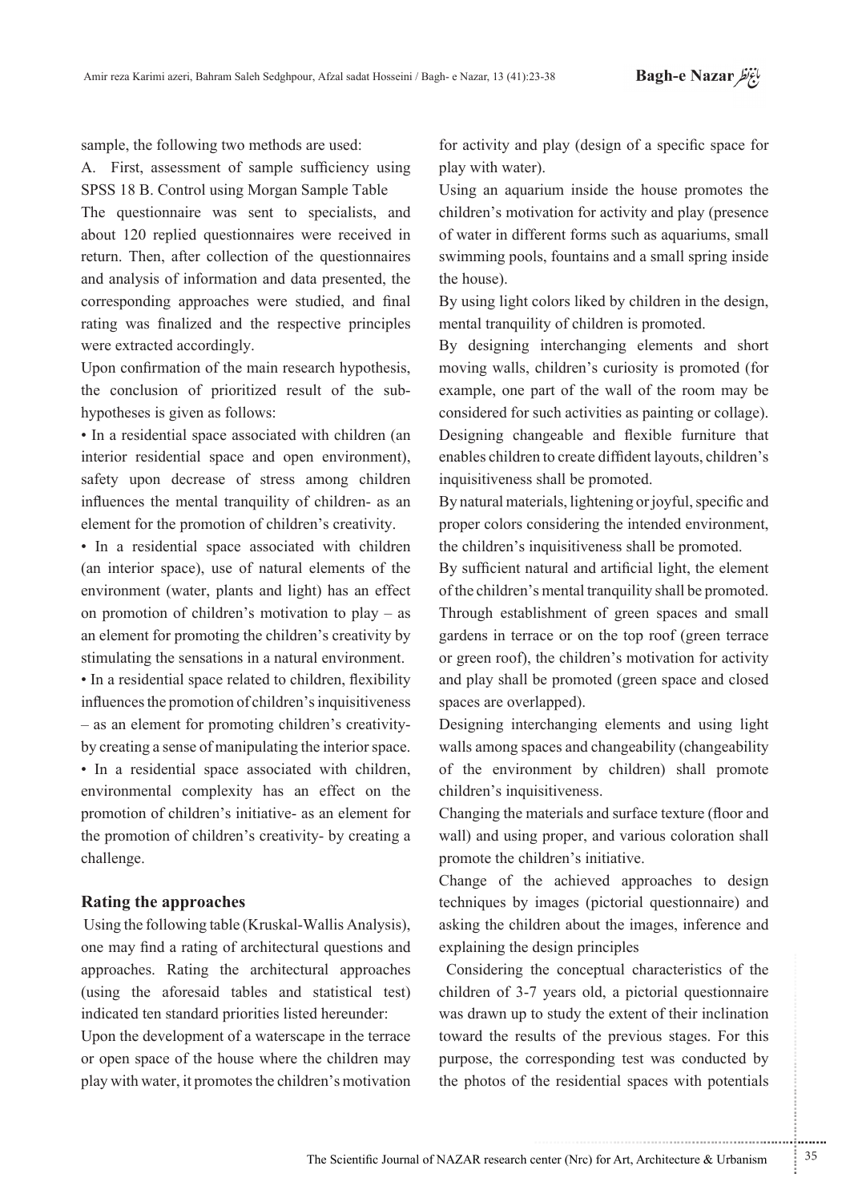sample, the following two methods are used:

A. First, assessment of sample sufficiency using SPSS 18 B. Control using Morgan Sample Table

The questionnaire was sent to specialists, and about 120 replied questionnaires were received in return. Then, after collection of the questionnaires and analysis of information and data presented, the corresponding approaches were studied, and final rating was finalized and the respective principles were extracted accordingly.

Upon confirmation of the main research hypothesis, the conclusion of prioritized result of the sub-hypotheses is given as follows:

• In a residential space associated with children (an interior residential space and open environment), safety upon decrease of stress among children influences the mental tranquility of children- as an element for the promotion of children's creativity.

• In a residential space associated with children (an interior space), use of natural elements of the environment (water, plants and light) has an effect on promotion of children's motivation to play – as an element for promoting the children's creativity by stimulating the sensations in a natural environment.

• In a residential space related to children, flexibility influences the promotion of children's inquisitiveness – as an element for promoting children's creativity- by creating a sense of manipulating the interior space.

• In a residential space associated with children, environmental complexity has an effect on the promotion of children's initiative- as an element for the promotion of children's creativity- by creating a challenge.

### Rating the approaches

Using the following table (Kruskal-Wallis Analysis), one may find a rating of architectural questions and approaches. Rating the architectural approaches (using the aforesaid tables and statistical test) indicated ten standard priorities listed hereunder:

Upon the development of a waterscape in the terrace or open space of the house where the children may play with water, it promotes the children's motivation for activity and play (design of a specific space for play with water).

Using an aquarium inside the house promotes the children's motivation for activity and play (presence of water in different forms such as aquariums, small swimming pools, fountains and a small spring inside the house).

By using light colors liked by children in the design, mental tranquility of children is promoted.

By designing interchanging elements and short moving walls, children's curiosity is promoted (for example, one part of the wall of the room may be considered for such activities as painting or collage).

Designing changeable and flexible furniture that enables children to create diffident layouts, children's inquisitiveness shall be promoted.

By natural materials, lightening or joyful, specific and proper colors considering the intended environment, the children's inquisitiveness shall be promoted.

By sufficient natural and artificial light, the element of the children's mental tranquility shall be promoted.

Through establishment of green spaces and small gardens in terrace or on the top roof (green terrace or green roof), the children's motivation for activity and play shall be promoted (green space and closed spaces are overlapped).

Designing interchanging elements and using light walls among spaces and changeability (changeability of the environment by children) shall promote children's inquisitiveness.

Changing the materials and surface texture (floor and wall) and using proper, and various coloration shall promote the children's initiative.

Change of the achieved approaches to design techniques by images (pictorial questionnaire) and asking the children about the images, inference and explaining the design principles

Considering the conceptual characteristics of the children of 3-7 years old, a pictorial questionnaire was drawn up to study the extent of their inclination toward the results of the previous stages. For this purpose, the corresponding test was conducted by the photos of the residential spaces with potentials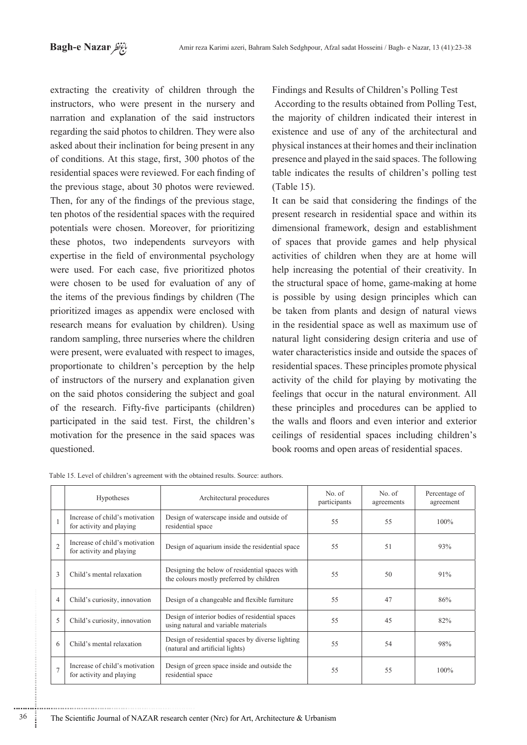extracting the creativity of children through the instructors, who were present in the nursery and narration and explanation of the said instructors regarding the said photos to children. They were also asked about their inclination for being present in any of conditions. At this stage, first, 300 photos of the residential spaces were reviewed. For each finding of the previous stage, about 30 photos were reviewed. Then, for any of the findings of the previous stage, ten photos of the residential spaces with the required potentials were chosen. Moreover, for prioritizing these photos, two independents surveyors with expertise in the field of environmental psychology were used. For each case, five prioritized photos were chosen to be used for evaluation of any of the items of the previous findings by children (The prioritized images as appendix were enclosed with research means for evaluation by children). Using random sampling, three nurseries where the children were present, were evaluated with respect to images, proportionate to children's perception by the help of instructors of the nursery and explanation given on the said photos considering the subject and goal of the research. Fifty-five participants (children) participated in the said test. First, the children's motivation for the presence in the said spaces was questioned.

Findings and Results of Children's Polling Test

According to the results obtained from Polling Test, the majority of children indicated their interest in existence and use of any of the architectural and physical instances at their homes and their inclination presence and played in the said spaces. The following table indicates the results of children's polling test (Table 15).

It can be said that considering the findings of the present research in residential space and within its dimensional framework, design and establishment of spaces that provide games and help physical activities of children when they are at home will help increasing the potential of their creativity. In the structural space of home, game-making at home is possible by using design principles which can be taken from plants and design of natural views in the residential space as well as maximum use of natural light considering design criteria and use of water characteristics inside and outside the spaces of residential spaces. These principles promote physical activity of the child for playing by motivating the feelings that occur in the natural environment. All these principles and procedures can be applied to the walls and floors and even interior and exterior ceilings of residential spaces including children's book rooms and open areas of residential spaces.

Table 15. Level of children's agreement with the obtained results. Source: authors.

| | Hypotheses | Architectural procedures | No. of participants | No. of agreements | Percentage of agreement |
|---|---|---|---|---|---|
| 1 | Increase of child's motivation for activity and playing | Design of waterscape inside and outside of residential space | 55 | 55 | 100% |
| 2 | Increase of child's motivation for activity and playing | Design of aquarium inside the residential space | 55 | 51 | 93% |
| 3 | Child's mental relaxation | Designing the below of residential spaces with the colours mostly preferred by children | 55 | 50 | 91% |
| 4 | Child's curiosity, innovation | Design of a changeable and flexible furniture | 55 | 47 | 86% |
| 5 | Child's curiosity, innovation | Design of interior bodies of residential spaces using natural and variable materials | 55 | 45 | 82% |
| 6 | Child's mental relaxation | Design of residential spaces by diverse lighting (natural and artificial lights) | 55 | 54 | 98% |
| 7 | Increase of child's motivation for activity and playing | Design of green space inside and outside the residential space | 55 | 55 | 100% |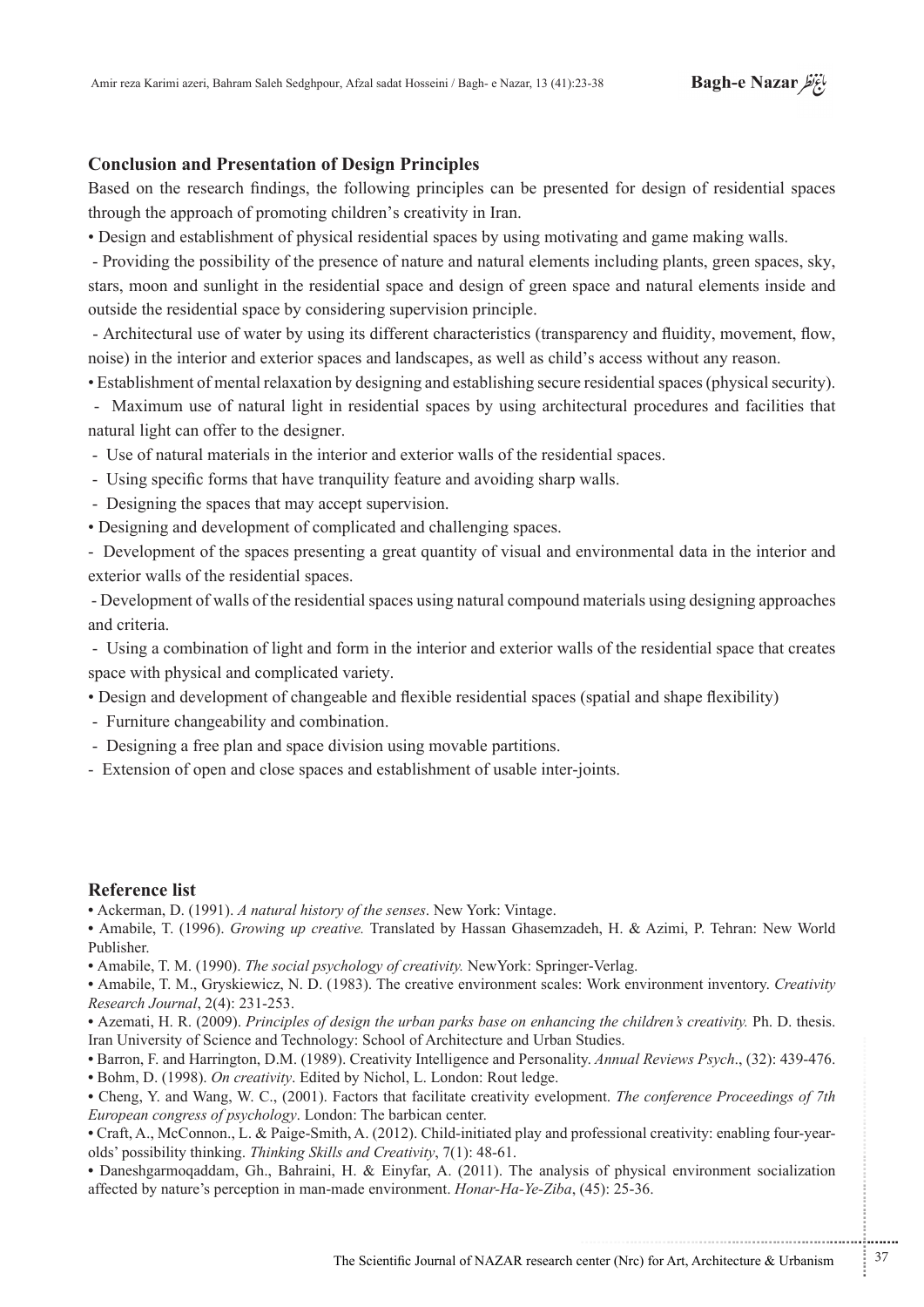## Conclusion and Presentation of Design Principles

Based on the research findings, the following principles can be presented for design of residential spaces through the approach of promoting children's creativity in Iran.

• Design and establishment of physical residential spaces by using motivating and game making walls.

- Providing the possibility of the presence of nature and natural elements including plants, green spaces, sky, stars, moon and sunlight in the residential space and design of green space and natural elements inside and outside the residential space by considering supervision principle.

- Architectural use of water by using its different characteristics (transparency and fluidity, movement, flow, noise) in the interior and exterior spaces and landscapes, as well as child's access without any reason.

• Establishment of mental relaxation by designing and establishing secure residential spaces (physical security).

- Maximum use of natural light in residential spaces by using architectural procedures and facilities that natural light can offer to the designer.

- Use of natural materials in the interior and exterior walls of the residential spaces.

- Using specific forms that have tranquility feature and avoiding sharp walls.

- Designing the spaces that may accept supervision.

• Designing and development of complicated and challenging spaces.

- Development of the spaces presenting a great quantity of visual and environmental data in the interior and exterior walls of the residential spaces.

- Development of walls of the residential spaces using natural compound materials using designing approaches and criteria.

- Using a combination of light and form in the interior and exterior walls of the residential space that creates space with physical and complicated variety.

• Design and development of changeable and flexible residential spaces (spatial and shape flexibility)

- Furniture changeability and combination.

- Designing a free plan and space division using movable partitions.

- Extension of open and close spaces and establishment of usable inter-joints.

## Reference list

• Ackerman, D. (1991). *A natural history of the senses*. New York: Vintage.

• Amabile, T. (1996). *Growing up creative.* Translated by Hassan Ghasemzadeh, H. & Azimi, P. Tehran: New World Publisher.

• Amabile, T. M. (1990). *The social psychology of creativity.* NewYork: Springer-Verlag.

• Amabile, T. M., Gryskiewicz, N. D. (1983). The creative environment scales: Work environment inventory. *Creativity Research Journal*, 2(4): 231-253.

• Azemati, H. R. (2009). *Principles of design the urban parks base on enhancing the children's creativity.* Ph. D. thesis. Iran University of Science and Technology: School of Architecture and Urban Studies.

• Barron, F. and Harrington, D.M. (1989). Creativity Intelligence and Personality. *Annual Reviews Psych*., (32): 439-476.

• Bohm, D. (1998). *On creativity*. Edited by Nichol, L. London: Rout ledge.

• Cheng, Y. and Wang, W. C., (2001). Factors that facilitate creativity evelopment. *The conference Proceedings of 7th European congress of psychology*. London: The barbican center.

• Craft, A., McConnon., L. & Paige-Smith, A. (2012). Child-initiated play and professional creativity: enabling four-year-olds' possibility thinking. *Thinking Skills and Creativity*, 7(1): 48-61.

• Daneshgarmoqaddam, Gh., Bahraini, H. & Einyfar, A. (2011). The analysis of physical environment socialization affected by nature's perception in man-made environment. *Honar-Ha-Ye-Ziba*, (45): 25-36.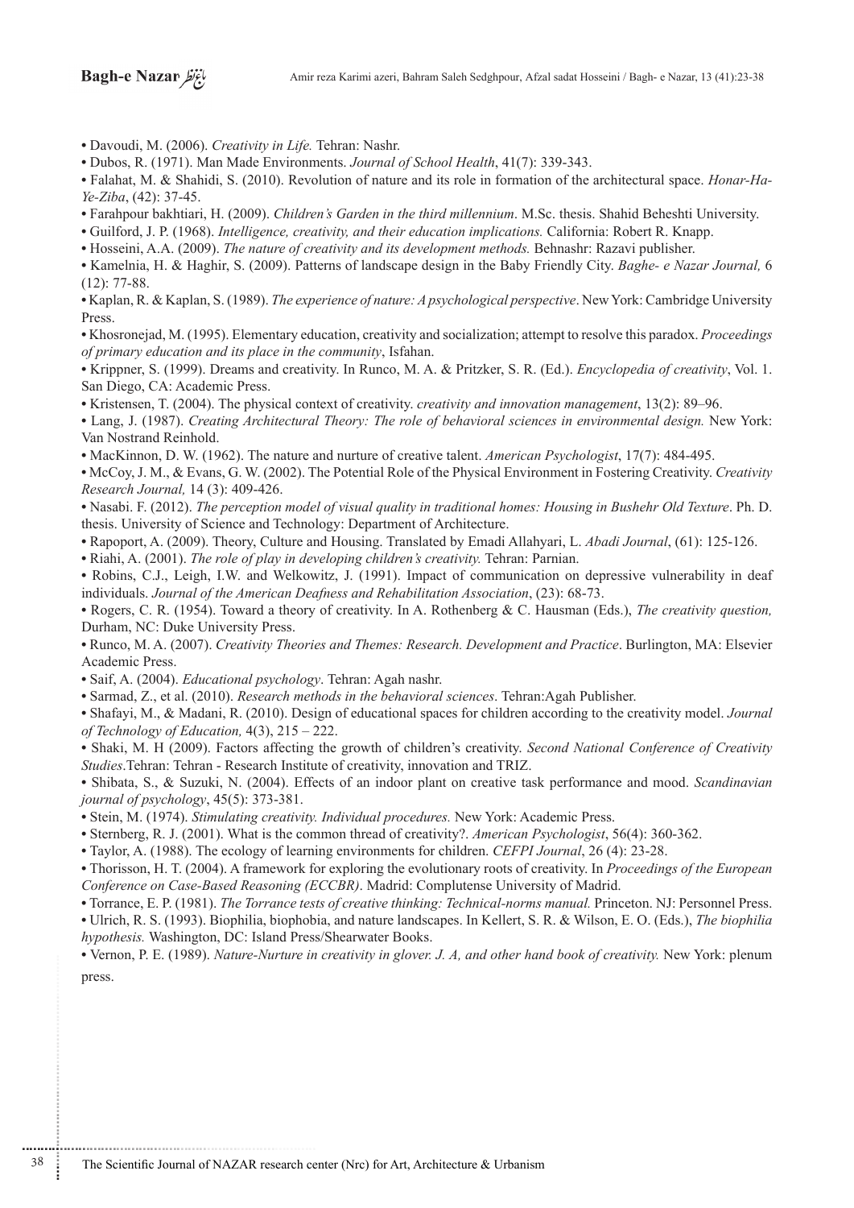- Davoudi, M. (2006). *Creativity in Life.* Tehran: Nashr.
- Dubos, R. (1971). Man Made Environments. *Journal of School Health*, 41(7): 339-343.
- Falahat, M. & Shahidi, S. (2010). Revolution of nature and its role in formation of the architectural space. *Honar-Ha-Ye-Ziba*, (42): 37-45.
- Farahpour bakhtiari, H. (2009). *Children's Garden in the third millennium*. M.Sc. thesis. Shahid Beheshti University.
- Guilford, J. P. (1968). *Intelligence, creativity, and their education implications.* California: Robert R. Knapp.
- Hosseini, A.A. (2009). *The nature of creativity and its development methods.* Behnashr: Razavi publisher.
- Kamelnia, H. & Haghir, S. (2009). Patterns of landscape design in the Baby Friendly City. *Baghe- e Nazar Journal,* 6 (12): 77-88.
- Kaplan, R. & Kaplan, S. (1989). *The experience of nature: A psychological perspective*. New York: Cambridge University Press.
- Khosronejad, M. (1995). Elementary education, creativity and socialization; attempt to resolve this paradox. *Proceedings of primary education and its place in the community*, Isfahan.
- Krippner, S. (1999). Dreams and creativity. In Runco, M. A. & Pritzker, S. R. (Ed.). *Encyclopedia of creativity*, Vol. 1. San Diego, CA: Academic Press.
- Kristensen, T. (2004). The physical context of creativity. *creativity and innovation management*, 13(2): 89–96.
- Lang, J. (1987). *Creating Architectural Theory: The role of behavioral sciences in environmental design.* New York: Van Nostrand Reinhold.
- MacKinnon, D. W. (1962). The nature and nurture of creative talent. *American Psychologist*, 17(7): 484-495.
- McCoy, J. M., & Evans, G. W. (2002). The Potential Role of the Physical Environment in Fostering Creativity. *Creativity Research Journal,* 14 (3): 409-426.
- Nasabi. F. (2012). *The perception model of visual quality in traditional homes: Housing in Bushehr Old Texture*. Ph. D. thesis. University of Science and Technology: Department of Architecture.
- Rapoport, A. (2009). Theory, Culture and Housing. Translated by Emadi Allahyari, L. *Abadi Journal*, (61): 125-126.
- Riahi, A. (2001). *The role of play in developing children's creativity.* Tehran: Parnian.
- Robins, C.J., Leigh, I.W. and Welkowitz, J. (1991). Impact of communication on depressive vulnerability in deaf individuals. *Journal of the American Deafness and Rehabilitation Association*, (23): 68-73.
- Rogers, C. R. (1954). Toward a theory of creativity. In A. Rothenberg & C. Hausman (Eds.), *The creativity question,* Durham, NC: Duke University Press.
- Runco, M. A. (2007). *Creativity Theories and Themes: Research. Development and Practice*. Burlington, MA: Elsevier Academic Press.
- Saif, A. (2004). *Educational psychology*. Tehran: Agah nashr.
- Sarmad, Z., et al. (2010). *Research methods in the behavioral sciences*. Tehran:Agah Publisher.
- Shafayi, M., & Madani, R. (2010). Design of educational spaces for children according to the creativity model. *Journal of Technology of Education,* 4(3), 215 – 222.
- Shaki, M. H (2009). Factors affecting the growth of children's creativity. *Second National Conference of Creativity Studies*.Tehran: Tehran - Research Institute of creativity, innovation and TRIZ.
- Shibata, S., & Suzuki, N. (2004). Effects of an indoor plant on creative task performance and mood. *Scandinavian journal of psychology*, 45(5): 373-381.
- Stein, M. (1974). *Stimulating creativity. Individual procedures.* New York: Academic Press.
- Sternberg, R. J. (2001). What is the common thread of creativity?. *American Psychologist*, 56(4): 360-362.
- Taylor, A. (1988). The ecology of learning environments for children. *CEFPI Journal*, 26 (4): 23-28.
- Thorisson, H. T. (2004). A framework for exploring the evolutionary roots of creativity. In *Proceedings of the European Conference on Case-Based Reasoning (ECCBR)*. Madrid: Complutense University of Madrid.
- Torrance, E. P. (1981). *The Torrance tests of creative thinking: Technical-norms manual.* Princeton. NJ: Personnel Press.
- Ulrich, R. S. (1993). Biophilia, biophobia, and nature landscapes. In Kellert, S. R. & Wilson, E. O. (Eds.), *The biophilia hypothesis.* Washington, DC: Island Press/Shearwater Books.
- Vernon, P. E. (1989). *Nature-Nurture in creativity in glover. J. A, and other hand book of creativity.* New York: plenum press.